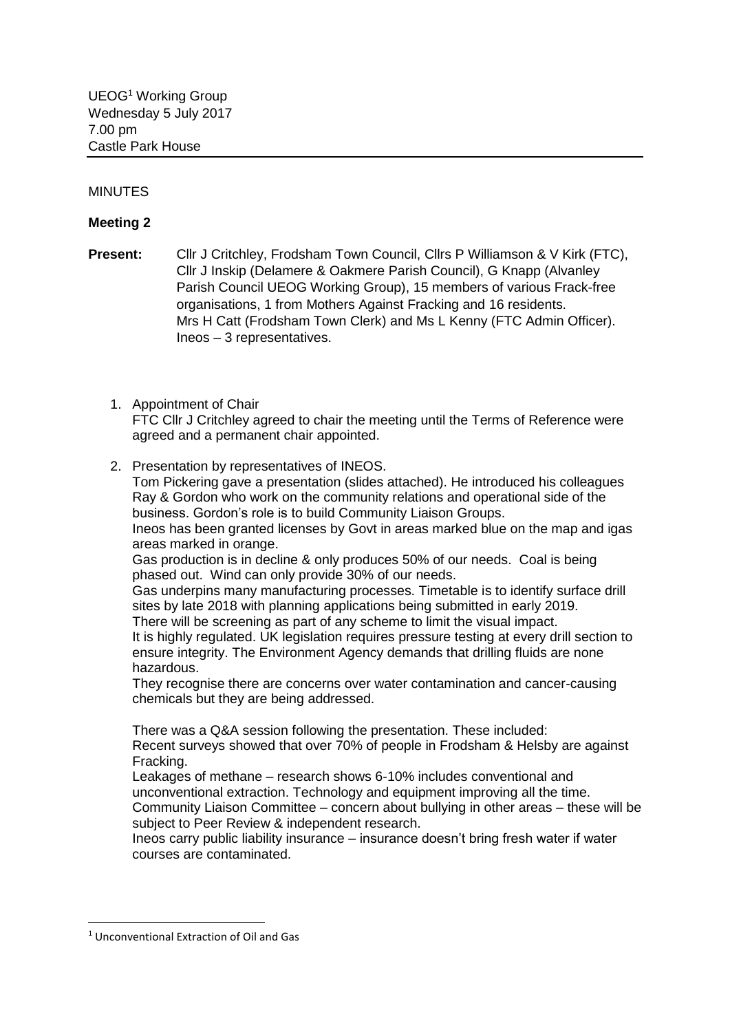UEOG[1] Working Group
Wednesday 5 July 2017
7.00 pm
Castle Park House

MINUTES

**Meeting 2**

**Present:** Cllr J Critchley, Frodsham Town Council, Cllrs P Williamson & V Kirk (FTC), Cllr J Inskip (Delamere & Oakmere Parish Council), G Knapp (Alvanley Parish Council UEOG Working Group), 15 members of various Frack-free organisations, 1 from Mothers Against Fracking and 16 residents. Mrs H Catt (Frodsham Town Clerk) and Ms L Kenny (FTC Admin Officer). Ineos – 3 representatives.

1. Appointment of Chair
   FTC Cllr J Critchley agreed to chair the meeting until the Terms of Reference were agreed and a permanent chair appointed.

2. Presentation by representatives of INEOS.
   Tom Pickering gave a presentation (slides attached). He introduced his colleagues Ray & Gordon who work on the community relations and operational side of the business. Gordon's role is to build Community Liaison Groups.
   Ineos has been granted licenses by Govt in areas marked blue on the map and igas areas marked in orange.
   Gas production is in decline & only produces 50% of our needs. Coal is being phased out. Wind can only provide 30% of our needs.
   Gas underpins many manufacturing processes. Timetable is to identify surface drill sites by late 2018 with planning applications being submitted in early 2019.
   There will be screening as part of any scheme to limit the visual impact.
   It is highly regulated. UK legislation requires pressure testing at every drill section to ensure integrity. The Environment Agency demands that drilling fluids are none hazardous.
   They recognise there are concerns over water contamination and cancer-causing chemicals but they are being addressed.

   There was a Q&A session following the presentation. These included:
   Recent surveys showed that over 70% of people in Frodsham & Helsby are against Fracking.
   Leakages of methane – research shows 6-10% includes conventional and unconventional extraction. Technology and equipment improving all the time.
   Community Liaison Committee – concern about bullying in other areas – these will be subject to Peer Review & independent research.
   Ineos carry public liability insurance – insurance doesn't bring fresh water if water courses are contaminated.

[1] Unconventional Extraction of Oil and Gas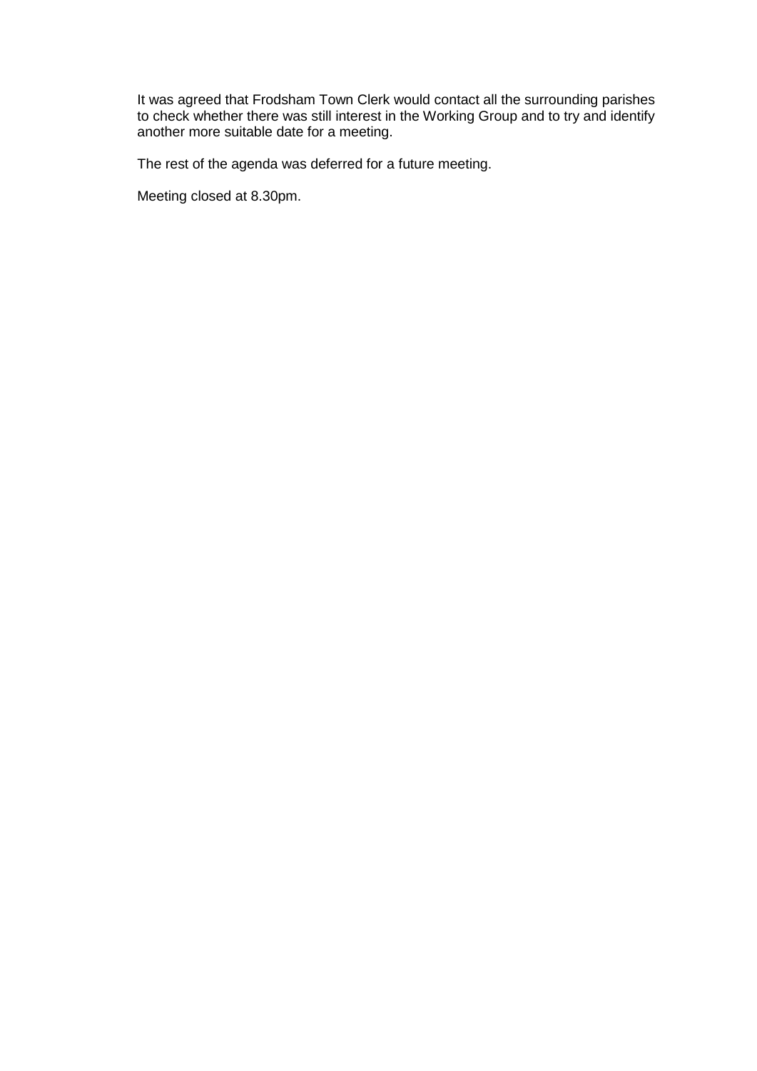It was agreed that Frodsham Town Clerk would contact all the surrounding parishes to check whether there was still interest in the Working Group and to try and identify another more suitable date for a meeting.

The rest of the agenda was deferred for a future meeting.

Meeting closed at 8.30pm.